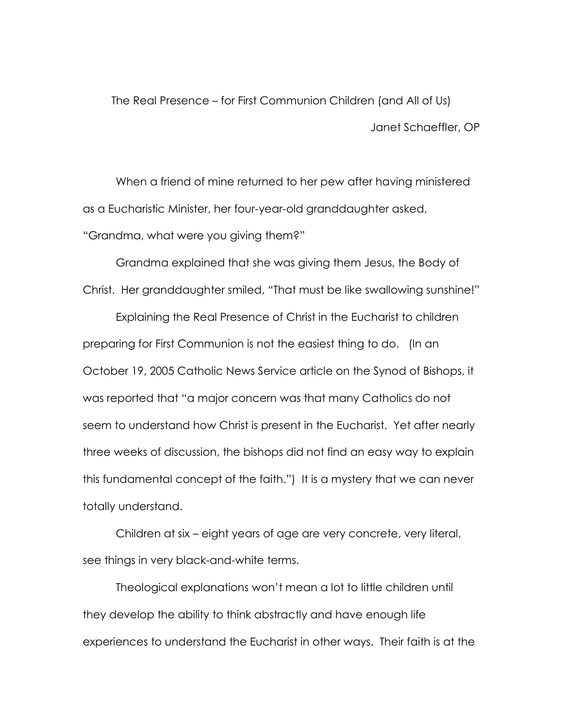# The Real Presence – for First Communion Children (and All of Us)

Janet Schaeffler, OP

When a friend of mine returned to her pew after having ministered as a Eucharistic Minister, her four-year-old granddaughter asked, "Grandma, what were you giving them?"

Grandma explained that she was giving them Jesus, the Body of Christ. Her granddaughter smiled, "That must be like swallowing sunshine!"

Explaining the Real Presence of Christ in the Eucharist to children preparing for First Communion is not the easiest thing to do. (In an October 19, 2005 Catholic News Service article on the Synod of Bishops, it was reported that "a major concern was that many Catholics do not seem to understand how Christ is present in the Eucharist. Yet after nearly three weeks of discussion, the bishops did not find an easy way to explain this fundamental concept of the faith.") It is a mystery that we can never totally understand.

Children at six – eight years of age are very concrete, very literal, see things in very black-and-white terms.

Theological explanations won't mean a lot to little children until they develop the ability to think abstractly and have enough life experiences to understand the Eucharist in other ways. Their faith is at the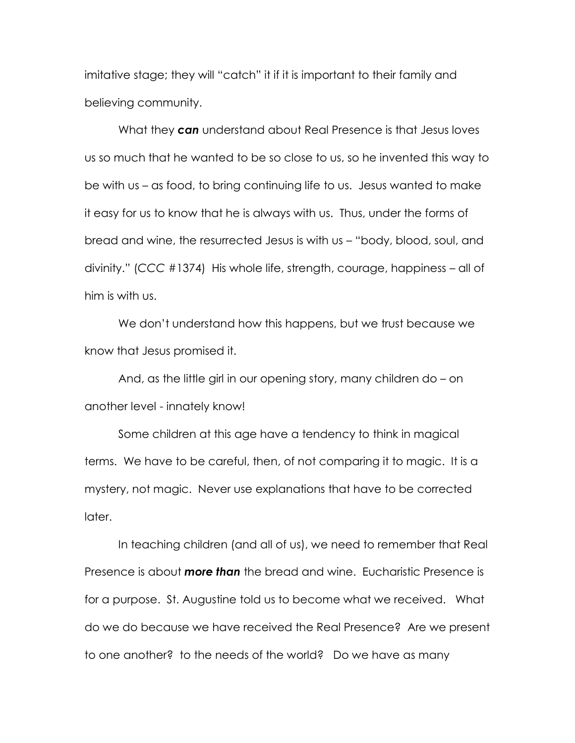imitative stage; they will "catch" it if it is important to their family and believing community.

What they ***can*** understand about Real Presence is that Jesus loves us so much that he wanted to be so close to us, so he invented this way to be with us – as food, to bring continuing life to us. Jesus wanted to make it easy for us to know that he is always with us. Thus, under the forms of bread and wine, the resurrected Jesus is with us – "body, blood, soul, and divinity." (CCC #1374) His whole life, strength, courage, happiness – all of him is with us.

We don't understand how this happens, but we trust because we know that Jesus promised it.

And, as the little girl in our opening story, many children do – on another level - innately know!

Some children at this age have a tendency to think in magical terms. We have to be careful, then, of not comparing it to magic. It is a mystery, not magic. Never use explanations that have to be corrected later.

In teaching children (and all of us), we need to remember that Real Presence is about ***more than*** the bread and wine. Eucharistic Presence is for a purpose. St. Augustine told us to become what we received. What do we do because we have received the Real Presence? Are we present to one another? to the needs of the world? Do we have as many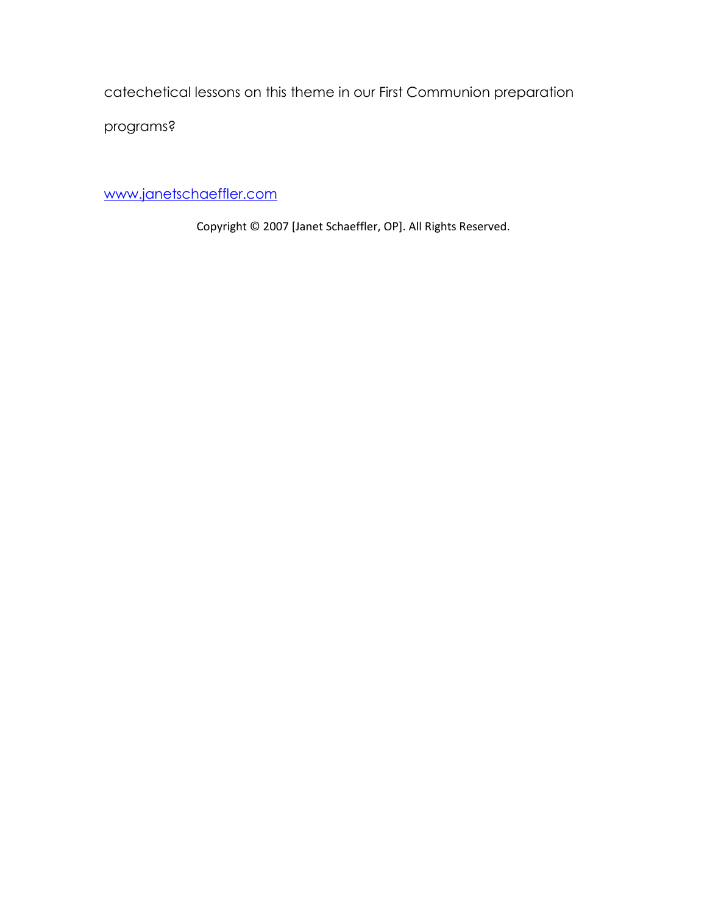catechetical lessons on this theme in our First Communion preparation programs?

[www.janetschaeffler.com](http://www.janetschaeffler.com)

Copyright © 2007 [Janet Schaeffler, OP]. All Rights Reserved.